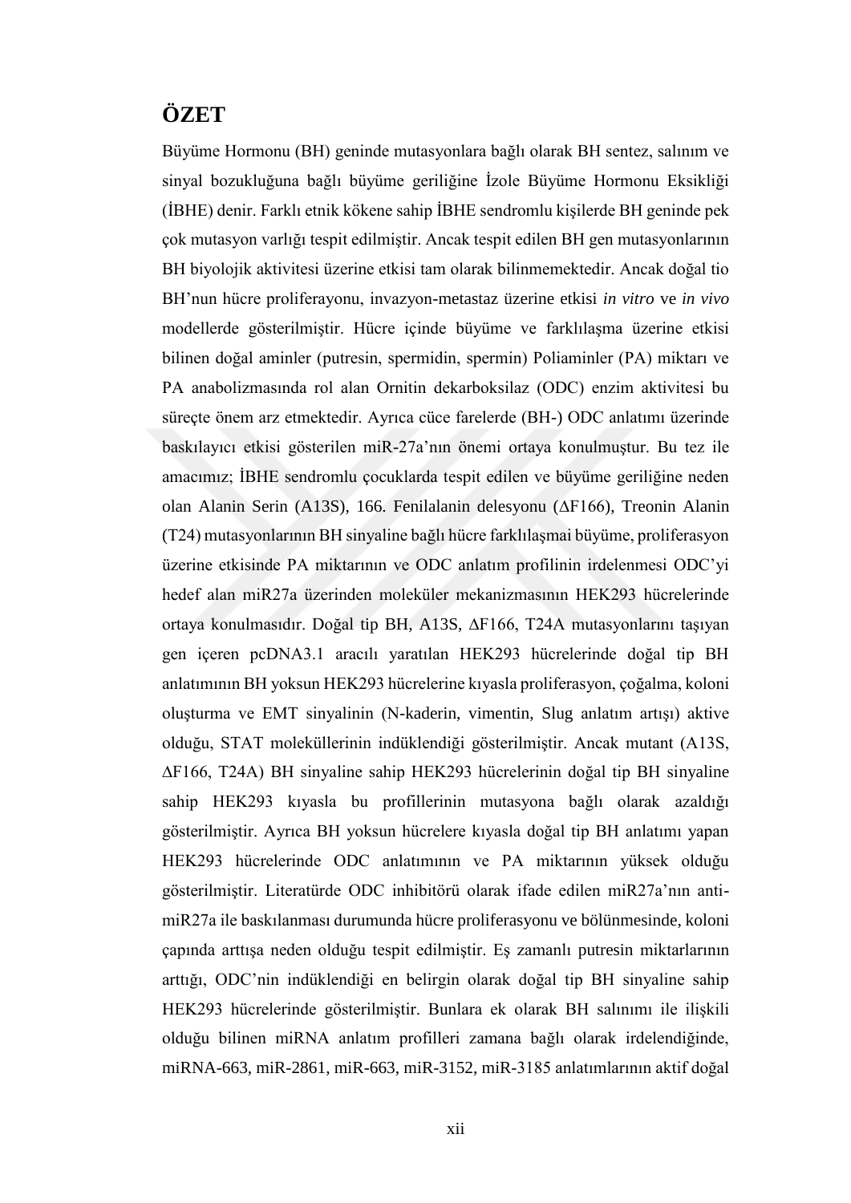# ÖZET

Büyüme Hormonu (BH) geninde mutasyonlara bağlı olarak BH sentez, salınım ve sinyal bozukluğuna bağlı büyüme geriliğine İzole Büyüme Hormonu Eksikliği (İBHE) denir. Farklı etnik kökene sahip İBHE sendromlu kişilerde BH geninde pek çok mutasyon varlığı tespit edilmiştir. Ancak tespit edilen BH gen mutasyonlarının BH biyolojik aktivitesi üzerine etkisi tam olarak bilinmemektedir. Ancak doğal tio BH'nun hücre proliferayonu, invazyon-metastaz üzerine etkisi *in vitro* ve *in vivo* modellerde gösterilmiştir. Hücre içinde büyüme ve farklılaşma üzerine etkisi bilinen doğal aminler (putresin, spermidin, spermin) Poliaminler (PA) miktarı ve PA anabolizmasında rol alan Ornitin dekarboksilaz (ODC) enzim aktivitesi bu süreçte önem arz etmektedir. Ayrıca cüce farelerde (BH-) ODC anlatımı üzerinde baskılayıcı etkisi gösterilen miR-27a'nın önemi ortaya konulmuştur. Bu tez ile amacımız; İBHE sendromlu çocuklarda tespit edilen ve büyüme geriliğine neden olan Alanin Serin (A13S), 166. Fenilalanin delesyonu (ΔF166), Treonin Alanin (T24) mutasyonlarının BH sinyaline bağlı hücre farklılaşmai büyüme, proliferasyon üzerine etkisinde PA miktarının ve ODC anlatım profilinin irdelenmesi ODC'yi hedef alan miR27a üzerinden moleküler mekanizmasının HEK293 hücrelerinde ortaya konulmasıdır. Doğal tip BH, A13S, ΔF166, T24A mutasyonlarını taşıyan gen içeren pcDNA3.1 aracılı yaratılan HEK293 hücrelerinde doğal tip BH anlatımının BH yoksun HEK293 hücrelerine kıyasla proliferasyon, çoğalma, koloni oluşturma ve EMT sinyalinin (N-kaderin, vimentin, Slug anlatım artışı) aktive olduğu, STAT moleküllerinin indüklendiği gösterilmiştir. Ancak mutant (A13S, ΔF166, T24A) BH sinyaline sahip HEK293 hücrelerinin doğal tip BH sinyaline sahip HEK293 kıyasla bu profillerinin mutasyona bağlı olarak azaldığı gösterilmiştir. Ayrıca BH yoksun hücrelere kıyasla doğal tip BH anlatımı yapan HEK293 hücrelerinde ODC anlatımının ve PA miktarının yüksek olduğu gösterilmiştir. Literatürde ODC inhibitörü olarak ifade edilen miR27a'nın anti-miR27a ile baskılanması durumunda hücre proliferasyonu ve bölünmesinde, koloni çapında arttışa neden olduğu tespit edilmiştir. Eş zamanlı putresin miktarlarının arttığı, ODC'nin indüklendiği en belirgin olarak doğal tip BH sinyaline sahip HEK293 hücrelerinde gösterilmiştir. Bunlara ek olarak BH salınımı ile ilişkili olduğu bilinen miRNA anlatım profilleri zamana bağlı olarak irdelendiğinde, miRNA-663, miR-2861, miR-663, miR-3152, miR-3185 anlatımlarının aktif doğal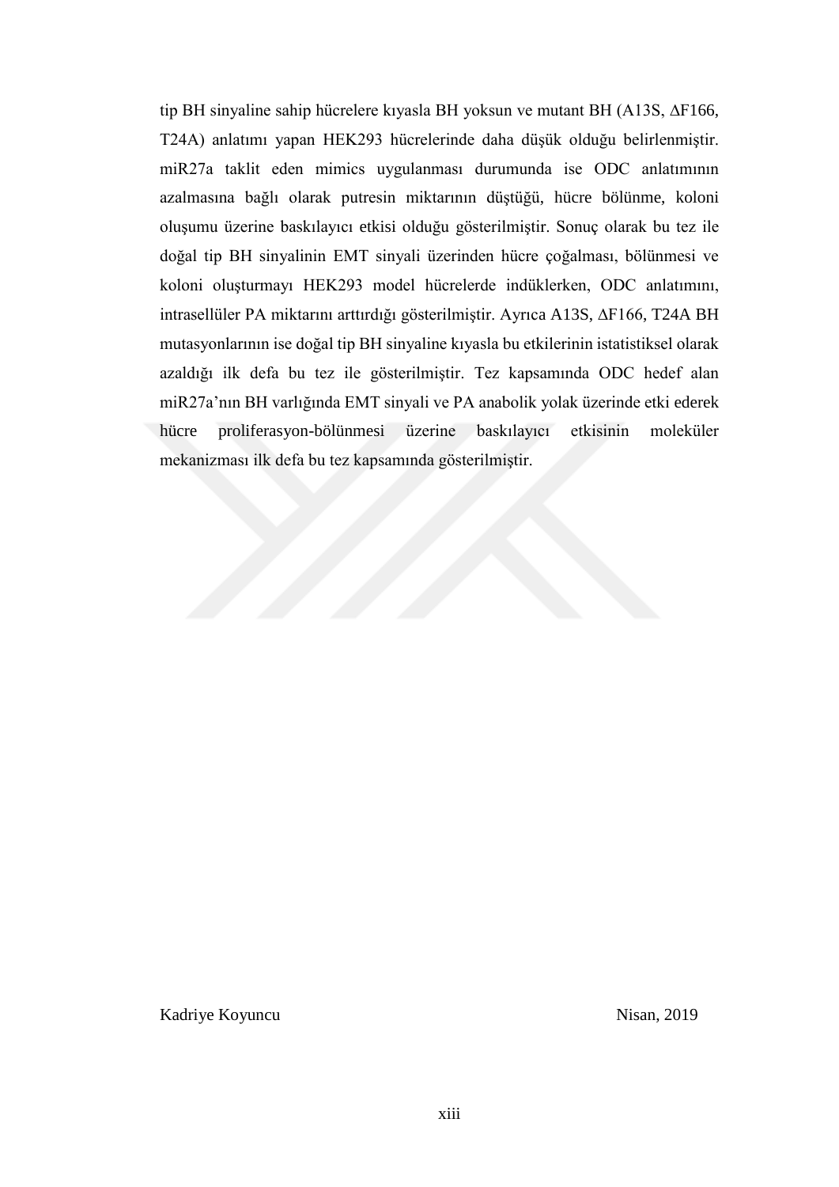tip BH sinyaline sahip hücrelere kıyasla BH yoksun ve mutant BH (A13S, ∆F166, T24A) anlatımı yapan HEK293 hücrelerinde daha düşük olduğu belirlenmiştir. miR27a taklit eden mimics uygulanması durumunda ise ODC anlatımının azalmasına bağlı olarak putresin miktarının düştüğü, hücre bölünme, koloni oluşumu üzerine baskılayıcı etkisi olduğu gösterilmiştir. Sonuç olarak bu tez ile doğal tip BH sinyalinin EMT sinyali üzerinden hücre çoğalması, bölünmesi ve koloni oluşturmayı HEK293 model hücrelerde indüklerken, ODC anlatımını, intrasellüler PA miktarını arttırdığı gösterilmiştir. Ayrıca A13S, ∆F166, T24A BH mutasyonlarının ise doğal tip BH sinyaline kıyasla bu etkilerinin istatistiksel olarak azaldığı ilk defa bu tez ile gösterilmiştir. Tez kapsamında ODC hedef alan miR27a'nın BH varlığında EMT sinyali ve PA anabolik yolak üzerinde etki ederek hücre proliferasyon-bölünmesi üzerine baskılayıcı etkisinin moleküler mekanizması ilk defa bu tez kapsamında gösterilmiştir.

Kadriye Koyuncu Nisan, 2019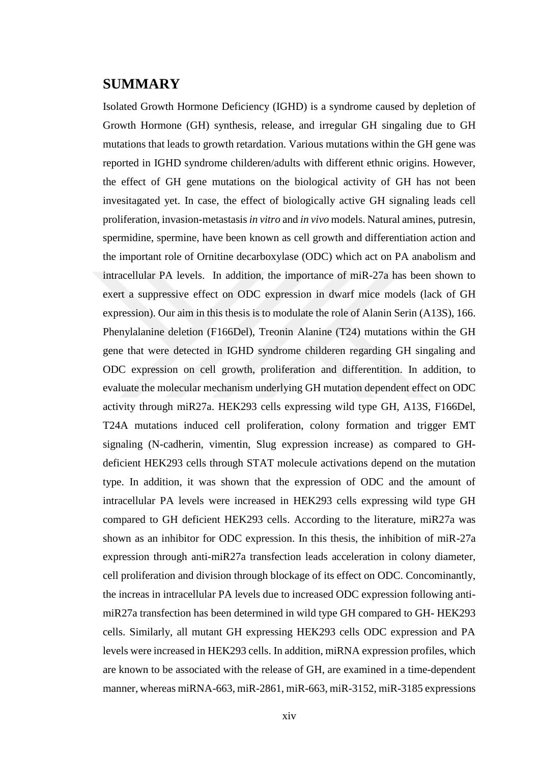# SUMMARY

Isolated Growth Hormone Deficiency (IGHD) is a syndrome caused by depletion of Growth Hormone (GH) synthesis, release, and irregular GH singaling due to GH mutations that leads to growth retardation. Various mutations within the GH gene was reported in IGHD syndrome childeren/adults with different ethnic origins. However, the effect of GH gene mutations on the biological activity of GH has not been invesitagated yet. In case, the effect of biologically active GH signaling leads cell proliferation, invasion-metastasis *in vitro* and *in vivo* models. Natural amines, putresin, spermidine, spermine, have been known as cell growth and differentiation action and the important role of Ornitine decarboxylase (ODC) which act on PA anabolism and intracellular PA levels. In addition, the importance of miR-27a has been shown to exert a suppressive effect on ODC expression in dwarf mice models (lack of GH expression). Our aim in this thesis is to modulate the role of Alanin Serin (A13S), 166. Phenylalanine deletion (F166Del), Treonin Alanine (T24) mutations within the GH gene that were detected in IGHD syndrome childeren regarding GH singaling and ODC expression on cell growth, proliferation and differentition. In addition, to evaluate the molecular mechanism underlying GH mutation dependent effect on ODC activity through miR27a. HEK293 cells expressing wild type GH, A13S, F166Del, T24A mutations induced cell proliferation, colony formation and trigger EMT signaling (N-cadherin, vimentin, Slug expression increase) as compared to GH-deficient HEK293 cells through STAT molecule activations depend on the mutation type. In addition, it was shown that the expression of ODC and the amount of intracellular PA levels were increased in HEK293 cells expressing wild type GH compared to GH deficient HEK293 cells. According to the literature, miR27a was shown as an inhibitor for ODC expression. In this thesis, the inhibition of miR-27a expression through anti-miR27a transfection leads acceleration in colony diameter, cell proliferation and division through blockage of its effect on ODC. Concominantly, the increas in intracellular PA levels due to increased ODC expression following anti-miR27a transfection has been determined in wild type GH compared to GH- HEK293 cells. Similarly, all mutant GH expressing HEK293 cells ODC expression and PA levels were increased in HEK293 cells. In addition, miRNA expression profiles, which are known to be associated with the release of GH, are examined in a time-dependent manner, whereas miRNA-663, miR-2861, miR-663, miR-3152, miR-3185 expressions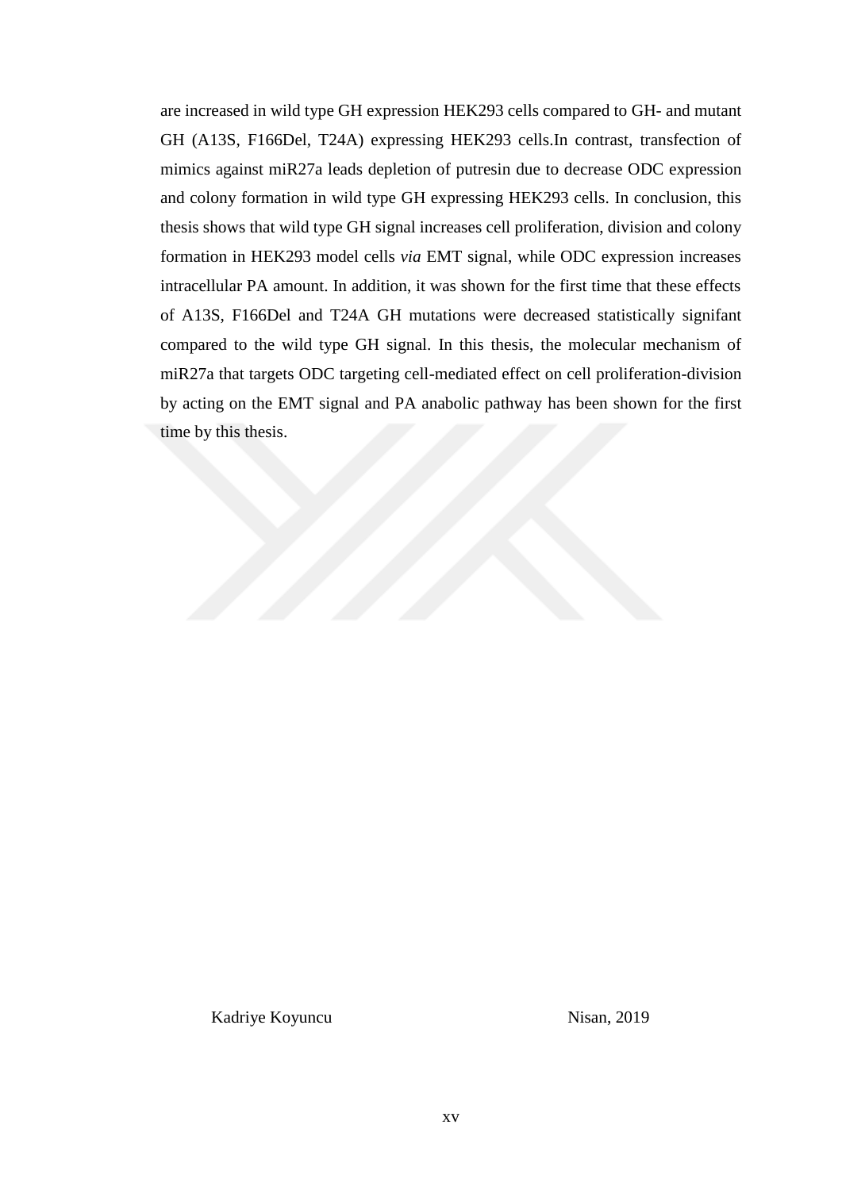are increased in wild type GH expression HEK293 cells compared to GH- and mutant GH (A13S, F166Del, T24A) expressing HEK293 cells.In contrast, transfection of mimics against miR27a leads depletion of putresin due to decrease ODC expression and colony formation in wild type GH expressing HEK293 cells. In conclusion, this thesis shows that wild type GH signal increases cell proliferation, division and colony formation in HEK293 model cells *via* EMT signal, while ODC expression increases intracellular PA amount. In addition, it was shown for the first time that these effects of A13S, F166Del and T24A GH mutations were decreased statistically signifant compared to the wild type GH signal. In this thesis, the molecular mechanism of miR27a that targets ODC targeting cell-mediated effect on cell proliferation-division by acting on the EMT signal and PA anabolic pathway has been shown for the first time by this thesis.

Kadriye Koyuncu Nisan, 2019